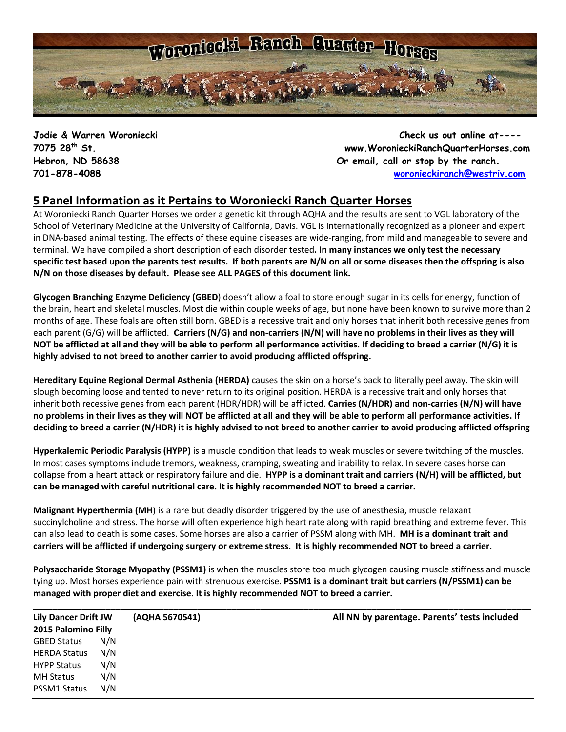# Woroniecki Ranch Quarter Horses

**Jodie & Warren Woroniecki**
**7075 28th St.**
**Hebron, ND 58638**
**701-878-4088**

**Check us out online at----**
**www.WoronieckiRanchQuarterHorses.com**
**Or email, call or stop by the ranch.**
**woronieckiranch@westriv.com**

## 5 Panel Information as it Pertains to Woroniecki Ranch Quarter Horses

At Woroniecki Ranch Quarter Horses we order a genetic kit through AQHA and the results are sent to VGL laboratory of the School of Veterinary Medicine at the University of California, Davis. VGL is internationally recognized as a pioneer and expert in DNA-based animal testing. The effects of these equine diseases are wide-ranging, from mild and manageable to severe and terminal. We have compiled a short description of each disorder tested**. In many instances we only test the necessary specific test based upon the parents test results. If both parents are N/N on all or some diseases then the offspring is also N/N on those diseases by default. Please see ALL PAGES of this document link.**

**Glycogen Branching Enzyme Deficiency (GBED**) doesn't allow a foal to store enough sugar in its cells for energy, function of the brain, heart and skeletal muscles. Most die within couple weeks of age, but none have been known to survive more than 2 months of age. These foals are often still born. GBED is a recessive trait and only horses that inherit both recessive genes from each parent (G/G) will be afflicted. **Carriers (N/G) and non-carriers (N/N) will have no problems in their lives as they will NOT be afflicted at all and they will be able to perform all performance activities. If deciding to breed a carrier (N/G) it is highly advised to not breed to another carrier to avoid producing afflicted offspring.**

**Hereditary Equine Regional Dermal Asthenia (HERDA)** causes the skin on a horse's back to literally peel away. The skin will slough becoming loose and tented to never return to its original position. HERDA is a recessive trait and only horses that inherit both recessive genes from each parent (HDR/HDR) will be afflicted. **Carries (N/HDR) and non-carries (N/N) will have no problems in their lives as they will NOT be afflicted at all and they will be able to perform all performance activities. If deciding to breed a carrier (N/HDR) it is highly advised to not breed to another carrier to avoid producing afflicted offspring**

**Hyperkalemic Periodic Paralysis (HYPP)** is a muscle condition that leads to weak muscles or severe twitching of the muscles. In most cases symptoms include tremors, weakness, cramping, sweating and inability to relax. In severe cases horse can collapse from a heart attack or respiratory failure and die. **HYPP is a dominant trait and carriers (N/H) will be afflicted, but can be managed with careful nutritional care. It is highly recommended NOT to breed a carrier.**

**Malignant Hyperthermia (MH**) is a rare but deadly disorder triggered by the use of anesthesia, muscle relaxant succinylcholine and stress. The horse will often experience high heart rate along with rapid breathing and extreme fever. This can also lead to death is some cases. Some horses are also a carrier of PSSM along with MH. **MH is a dominant trait and carriers will be afflicted if undergoing surgery or extreme stress. It is highly recommended NOT to breed a carrier.**

**Polysaccharide Storage Myopathy (PSSM1)** is when the muscles store too much glycogen causing muscle stiffness and muscle tying up. Most horses experience pain with strenuous exercise. **PSSM1 is a dominant trait but carriers (N/PSSM1) can be managed with proper diet and exercise. It is highly recommended NOT to breed a carrier.**

---

**Lily Dancer Drift JW** **(AQHA 5670541)** **All NN by parentage. Parents' tests included**
**2015 Palomino Filly**

| | |
|---|---|
| GBED Status | N/N |
| HERDA Status | N/N |
| HYPP Status | N/N |
| MH Status | N/N |
| PSSM1 Status | N/N |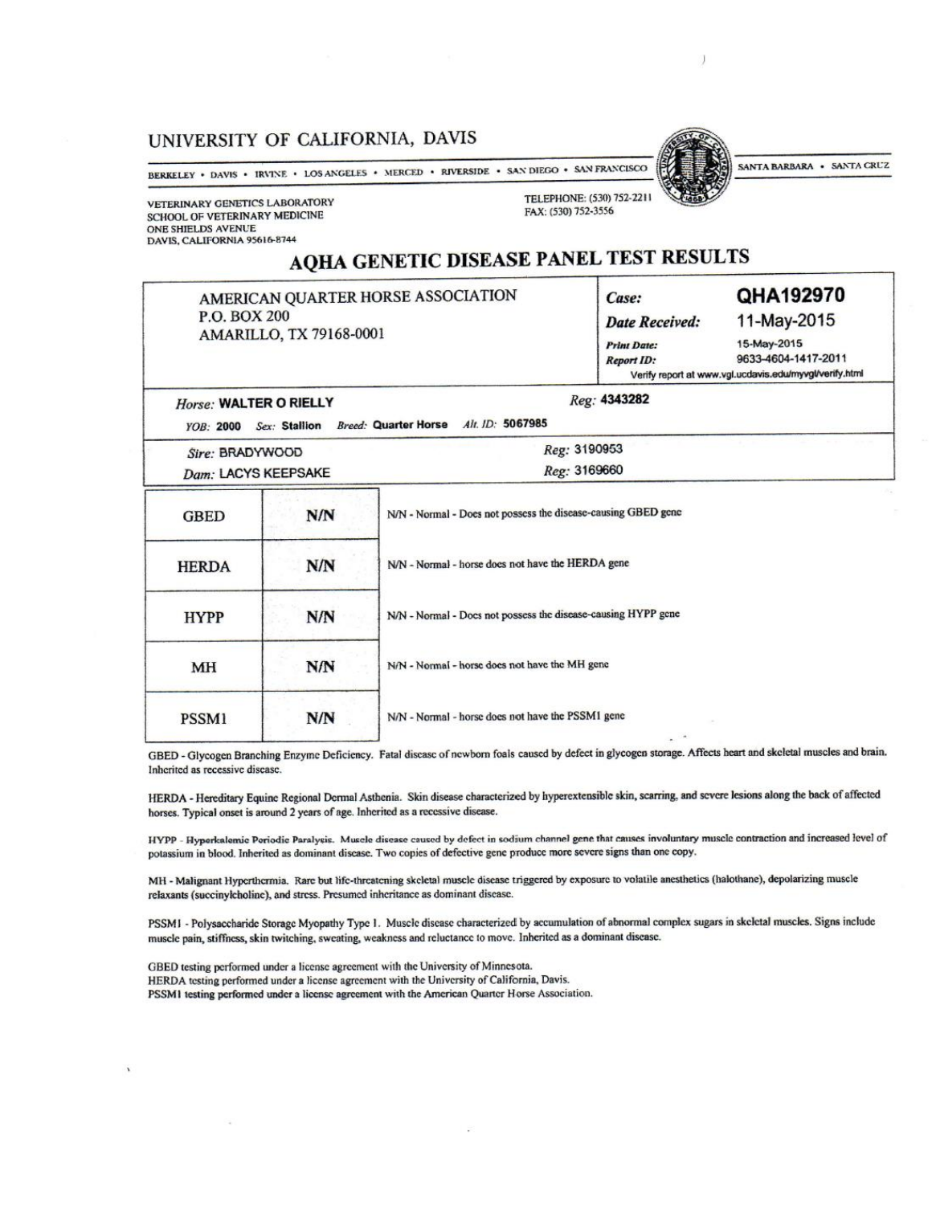# UNIVERSITY OF CALIFORNIA, DAVIS

BERKELEY • DAVIS • IRVINE • LOS ANGELES • MERCED • RIVERSIDE • SAN DIEGO • SAN FRANCISCO SANTA BARBARA • SANTA CRUZ

VETERINARY GENETICS LABORATORY
SCHOOL OF VETERINARY MEDICINE
ONE SHIELDS AVENUE
DAVIS, CALIFORNIA 95616-8744

TELEPHONE: (530) 752-2211
FAX: (530) 752-3556

## AQHA GENETIC DISEASE PANEL TEST RESULTS

AMERICAN QUARTER HORSE ASSOCIATION
P.O. BOX 200
AMARILLO, TX 79168-0001

*Case:* **QHA192970**
*Date Received:* 11-May-2015
*Print Date:* 15-May-2015
*Report ID:* 9633-4604-1417-2011
Verify report at www.vgl.ucdavis.edu/myvgl/verify.html

*Horse:* **WALTER O RIELLY** *Reg:* **4343282**

*YOB:* **2000** *Sex:* **Stallion** *Breed:* **Quarter Horse** *Alt. ID:* **5067985**

*Sire:* BRADYWOOD *Reg:* 3190953

*Dam:* LACYS KEEPSAKE *Reg:* 3169660

| Test | Result | Interpretation |
|---|---|---|
| GBED | N/N | N/N - Normal - Does not possess the disease-causing GBED gene |
| HERDA | N/N | N/N - Normal - horse does not have the HERDA gene |
| HYPP | N/N | N/N - Normal - Does not possess the disease-causing HYPP gene |
| MH | N/N | N/N - Normal - horse does not have the MH gene |
| PSSM1 | N/N | N/N - Normal - horse does not have the PSSM1 gene |

GBED - Glycogen Branching Enzyme Deficiency. Fatal disease of newborn foals caused by defect in glycogen storage. Affects heart and skeletal muscles and brain. Inherited as recessive disease.

HERDA - Hereditary Equine Regional Dermal Asthenia. Skin disease characterized by hyperextensible skin, scarring, and severe lesions along the back of affected horses. Typical onset is around 2 years of age. Inherited as a recessive disease.

HYPP - Hyperkalemic Periodic Paralysis. Muscle disease caused by defect in sodium channel gene that causes involuntary muscle contraction and increased level of potassium in blood. Inherited as dominant disease. Two copies of defective gene produce more severe signs than one copy.

MH - Malignant Hyperthermia. Rare but life-threatening skeletal muscle disease triggered by exposure to volatile anesthetics (halothane), depolarizing muscle relaxants (succinylcholine), and stress. Presumed inheritance as dominant disease.

PSSM1 - Polysaccharide Storage Myopathy Type 1. Muscle disease characterized by accumulation of abnormal complex sugars in skeletal muscles. Signs include muscle pain, stiffness, skin twitching, sweating, weakness and reluctance to move. Inherited as a dominant disease.

GBED testing performed under a license agreement with the University of Minnesota.
HERDA testing performed under a license agreement with the University of California, Davis.
PSSM1 testing performed under a license agreement with the American Quarter Horse Association.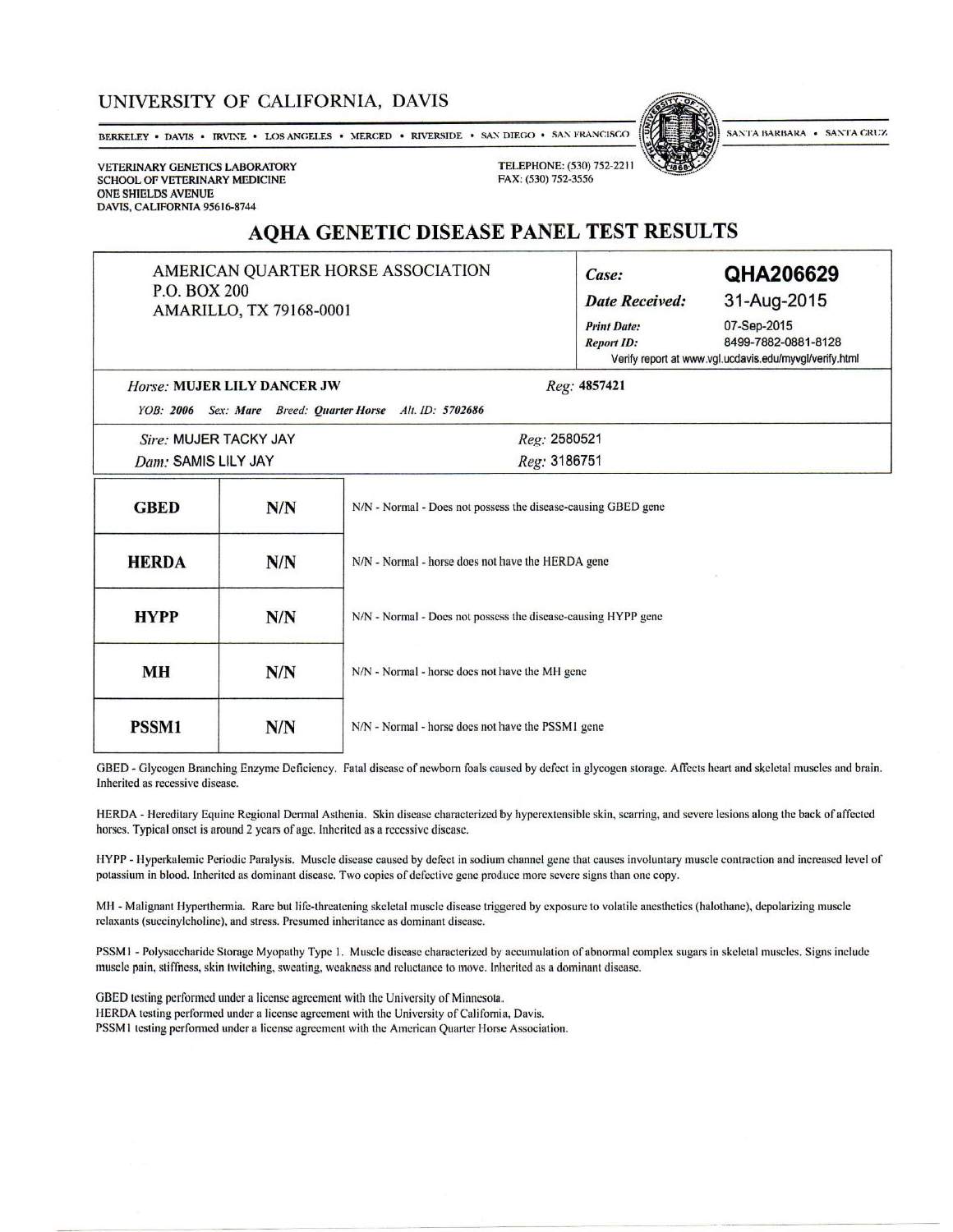# UNIVERSITY OF CALIFORNIA, DAVIS

BERKELEY • DAVIS • IRVINE • LOS ANGELES • MERCED • RIVERSIDE • SAN DIEGO • SAN FRANCISCO SANTA BARBARA • SANTA CRUZ

VETERINARY GENETICS LABORATORY
SCHOOL OF VETERINARY MEDICINE
ONE SHIELDS AVENUE
DAVIS, CALIFORNIA 95616-8744

TELEPHONE: (530) 752-2211
FAX: (530) 752-3556

## AQHA GENETIC DISEASE PANEL TEST RESULTS

AMERICAN QUARTER HORSE ASSOCIATION
P.O. BOX 200
AMARILLO, TX 79168-0001

| | |
|---|---|
| *Case:* | **QHA206629** |
| *Date Received:* | 31-Aug-2015 |
| *Print Date:* | 07-Sep-2015 |
| *Report ID:* | 8499-7882-0881-8128 |

Verify report at www.vgl.ucdavis.edu/myvgl/verify.html

*Horse:* **MUJER LILY DANCER JW** *Reg:* **4857421**

*YOB:* ***2006*** *Sex:* ***Mare*** *Breed:* ***Quarter Horse*** *Alt. ID:* ***5702686***

*Sire:* MUJER TACKY JAY *Reg:* 2580521
*Dam:* SAMIS LILY JAY *Reg:* 3186751

| | | |
|---|---|---|
| **GBED** | **N/N** | N/N - Normal - Does not possess the disease-causing GBED gene |
| **HERDA** | **N/N** | N/N - Normal - horse does not have the HERDA gene |
| **HYPP** | **N/N** | N/N - Normal - Does not possess the disease-causing HYPP gene |
| **MH** | **N/N** | N/N - Normal - horse does not have the MH gene |
| **PSSM1** | **N/N** | N/N - Normal - horse does not have the PSSM1 gene |

GBED - Glycogen Branching Enzyme Deficiency. Fatal disease of newborn foals caused by defect in glycogen storage. Affects heart and skeletal muscles and brain. Inherited as recessive disease.

HERDA - Hereditary Equine Regional Dermal Asthenia. Skin disease characterized by hyperextensible skin, scarring, and severe lesions along the back of affected horses. Typical onset is around 2 years of age. Inherited as a recessive disease.

HYPP - Hyperkalemic Periodic Paralysis. Muscle disease caused by defect in sodium channel gene that causes involuntary muscle contraction and increased level of potassium in blood. Inherited as dominant disease. Two copies of defective gene produce more severe signs than one copy.

MH - Malignant Hyperthermia. Rare but life-threatening skeletal muscle disease triggered by exposure to volatile anesthetics (halothane), depolarizing muscle relaxants (succinylcholine), and stress. Presumed inheritance as dominant disease.

PSSM1 - Polysaccharide Storage Myopathy Type 1. Muscle disease characterized by accumulation of abnormal complex sugars in skeletal muscles. Signs include muscle pain, stiffness, skin twitching, sweating, weakness and reluctance to move. Inherited as a dominant disease.

GBED testing performed under a license agreement with the University of Minnesota.
HERDA testing performed under a license agreement with the University of California, Davis.
PSSM1 testing performed under a license agreement with the American Quarter Horse Association.